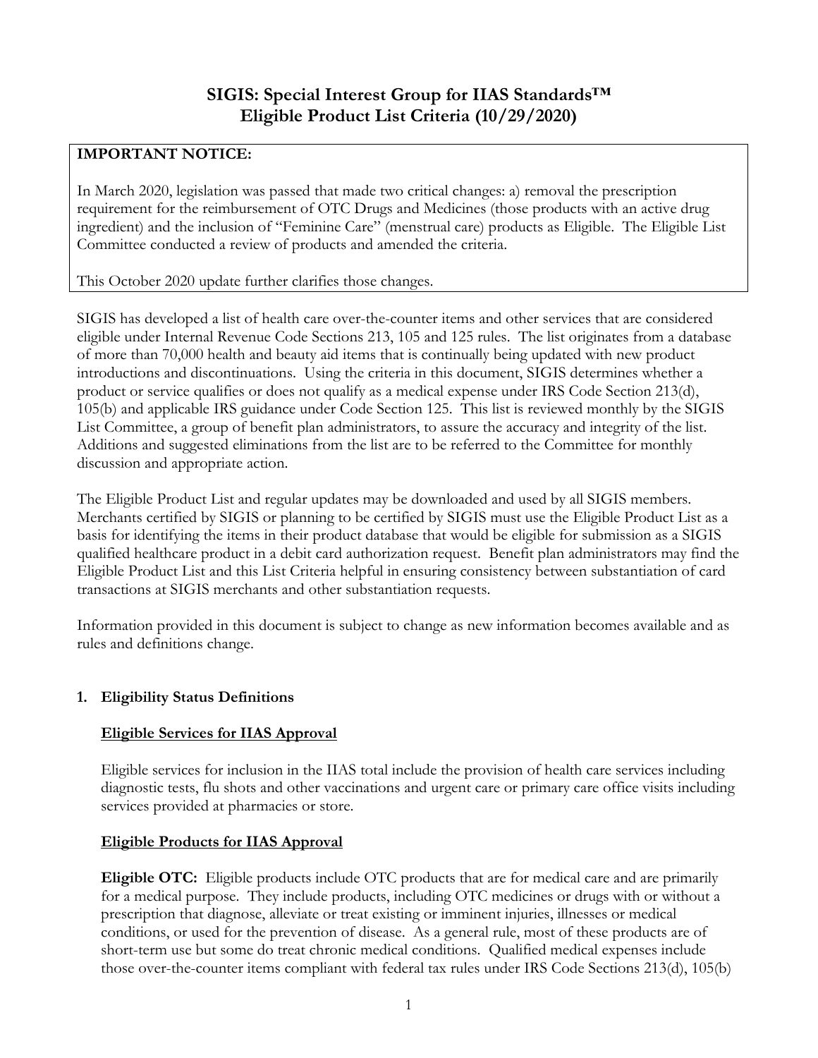# SIGIS: Special Interest Group for IIAS Standards™
# Eligible Product List Criteria (10/29/2020)

**IMPORTANT NOTICE:**

In March 2020, legislation was passed that made two critical changes: a) removal the prescription requirement for the reimbursement of OTC Drugs and Medicines (those products with an active drug ingredient) and the inclusion of "Feminine Care" (menstrual care) products as Eligible. The Eligible List Committee conducted a review of products and amended the criteria.

This October 2020 update further clarifies those changes.

SIGIS has developed a list of health care over-the-counter items and other services that are considered eligible under Internal Revenue Code Sections 213, 105 and 125 rules. The list originates from a database of more than 70,000 health and beauty aid items that is continually being updated with new product introductions and discontinuations. Using the criteria in this document, SIGIS determines whether a product or service qualifies or does not qualify as a medical expense under IRS Code Section 213(d), 105(b) and applicable IRS guidance under Code Section 125. This list is reviewed monthly by the SIGIS List Committee, a group of benefit plan administrators, to assure the accuracy and integrity of the list. Additions and suggested eliminations from the list are to be referred to the Committee for monthly discussion and appropriate action.

The Eligible Product List and regular updates may be downloaded and used by all SIGIS members. Merchants certified by SIGIS or planning to be certified by SIGIS must use the Eligible Product List as a basis for identifying the items in their product database that would be eligible for submission as a SIGIS qualified healthcare product in a debit card authorization request. Benefit plan administrators may find the Eligible Product List and this List Criteria helpful in ensuring consistency between substantiation of card transactions at SIGIS merchants and other substantiation requests.

Information provided in this document is subject to change as new information becomes available and as rules and definitions change.

## 1. Eligibility Status Definitions

### Eligible Services for IIAS Approval

Eligible services for inclusion in the IIAS total include the provision of health care services including diagnostic tests, flu shots and other vaccinations and urgent care or primary care office visits including services provided at pharmacies or store.

### Eligible Products for IIAS Approval

**Eligible OTC:** Eligible products include OTC products that are for medical care and are primarily for a medical purpose. They include products, including OTC medicines or drugs with or without a prescription that diagnose, alleviate or treat existing or imminent injuries, illnesses or medical conditions, or used for the prevention of disease. As a general rule, most of these products are of short-term use but some do treat chronic medical conditions. Qualified medical expenses include those over-the-counter items compliant with federal tax rules under IRS Code Sections 213(d), 105(b)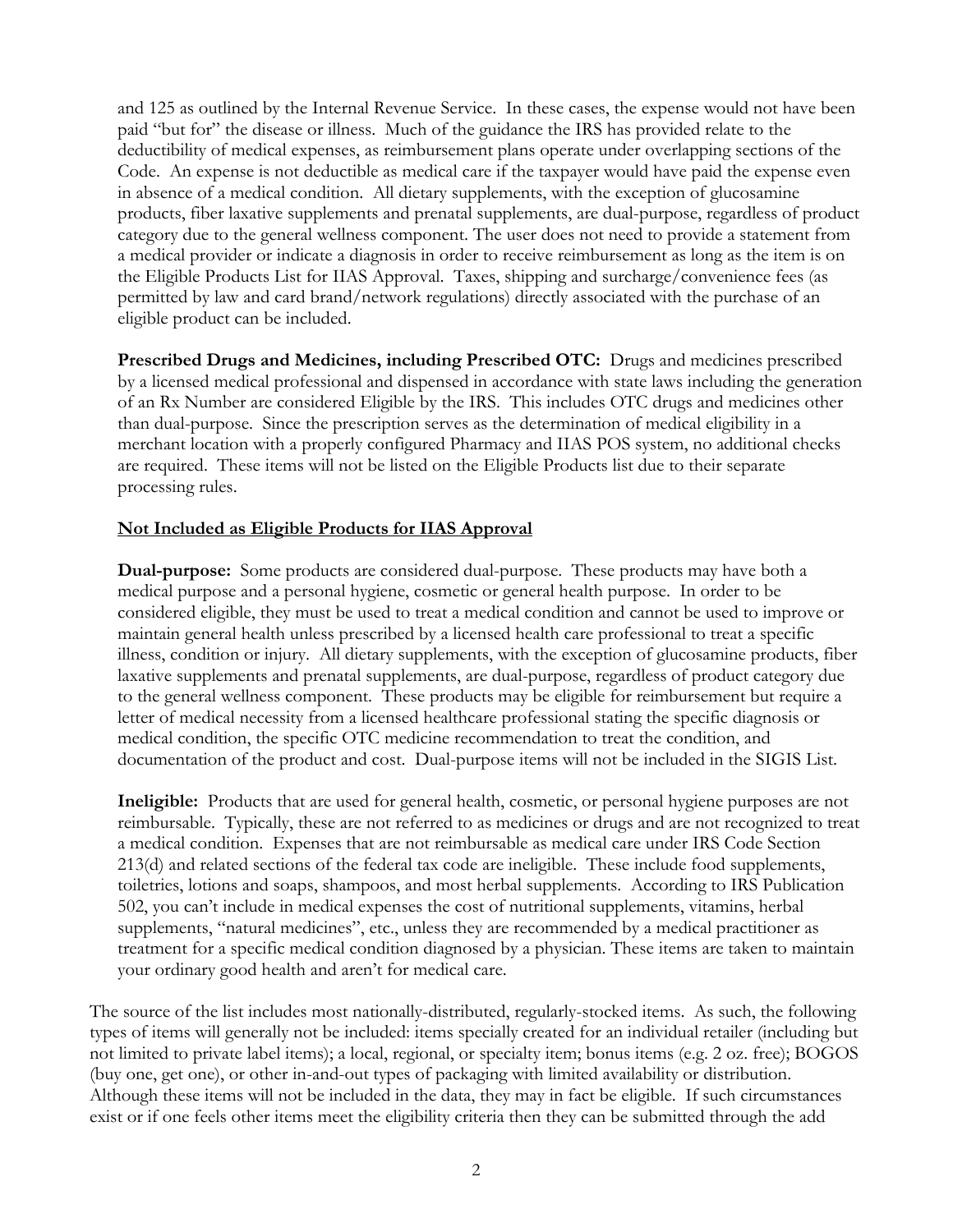and 125 as outlined by the Internal Revenue Service. In these cases, the expense would not have been paid "but for" the disease or illness. Much of the guidance the IRS has provided relate to the deductibility of medical expenses, as reimbursement plans operate under overlapping sections of the Code. An expense is not deductible as medical care if the taxpayer would have paid the expense even in absence of a medical condition. All dietary supplements, with the exception of glucosamine products, fiber laxative supplements and prenatal supplements, are dual-purpose, regardless of product category due to the general wellness component. The user does not need to provide a statement from a medical provider or indicate a diagnosis in order to receive reimbursement as long as the item is on the Eligible Products List for IIAS Approval. Taxes, shipping and surcharge/convenience fees (as permitted by law and card brand/network regulations) directly associated with the purchase of an eligible product can be included.

**Prescribed Drugs and Medicines, including Prescribed OTC:** Drugs and medicines prescribed by a licensed medical professional and dispensed in accordance with state laws including the generation of an Rx Number are considered Eligible by the IRS. This includes OTC drugs and medicines other than dual-purpose. Since the prescription serves as the determination of medical eligibility in a merchant location with a properly configured Pharmacy and IIAS POS system, no additional checks are required. These items will not be listed on the Eligible Products list due to their separate processing rules.

**Not Included as Eligible Products for IIAS Approval**

**Dual-purpose:** Some products are considered dual-purpose. These products may have both a medical purpose and a personal hygiene, cosmetic or general health purpose. In order to be considered eligible, they must be used to treat a medical condition and cannot be used to improve or maintain general health unless prescribed by a licensed health care professional to treat a specific illness, condition or injury. All dietary supplements, with the exception of glucosamine products, fiber laxative supplements and prenatal supplements, are dual-purpose, regardless of product category due to the general wellness component. These products may be eligible for reimbursement but require a letter of medical necessity from a licensed healthcare professional stating the specific diagnosis or medical condition, the specific OTC medicine recommendation to treat the condition, and documentation of the product and cost. Dual-purpose items will not be included in the SIGIS List.

**Ineligible:** Products that are used for general health, cosmetic, or personal hygiene purposes are not reimbursable. Typically, these are not referred to as medicines or drugs and are not recognized to treat a medical condition. Expenses that are not reimbursable as medical care under IRS Code Section 213(d) and related sections of the federal tax code are ineligible. These include food supplements, toiletries, lotions and soaps, shampoos, and most herbal supplements. According to IRS Publication 502, you can't include in medical expenses the cost of nutritional supplements, vitamins, herbal supplements, "natural medicines", etc., unless they are recommended by a medical practitioner as treatment for a specific medical condition diagnosed by a physician. These items are taken to maintain your ordinary good health and aren't for medical care.

The source of the list includes most nationally-distributed, regularly-stocked items. As such, the following types of items will generally not be included: items specially created for an individual retailer (including but not limited to private label items); a local, regional, or specialty item; bonus items (e.g. 2 oz. free); BOGOS (buy one, get one), or other in-and-out types of packaging with limited availability or distribution. Although these items will not be included in the data, they may in fact be eligible. If such circumstances exist or if one feels other items meet the eligibility criteria then they can be submitted through the add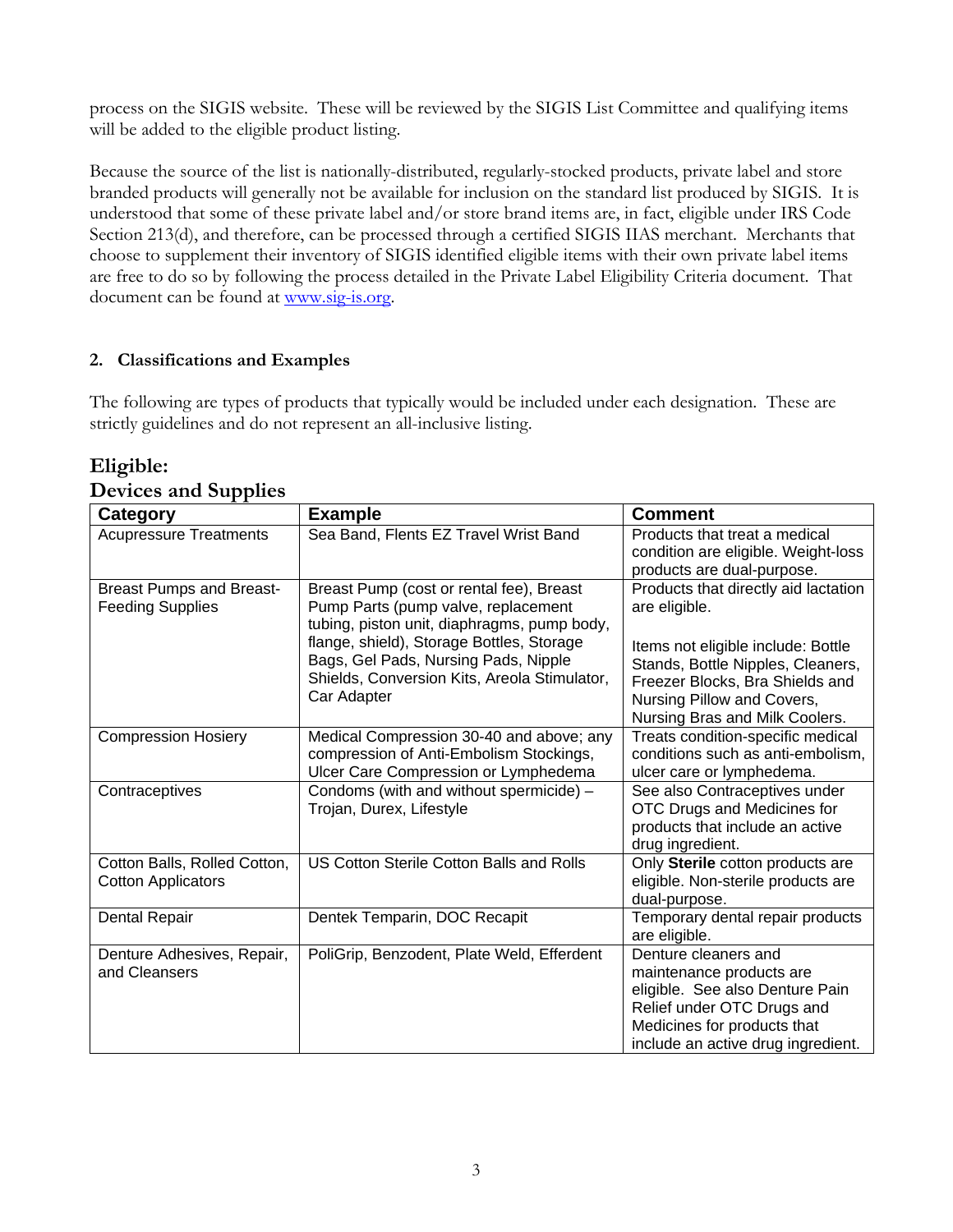process on the SIGIS website. These will be reviewed by the SIGIS List Committee and qualifying items will be added to the eligible product listing.

Because the source of the list is nationally-distributed, regularly-stocked products, private label and store branded products will generally not be available for inclusion on the standard list produced by SIGIS. It is understood that some of these private label and/or store brand items are, in fact, eligible under IRS Code Section 213(d), and therefore, can be processed through a certified SIGIS IIAS merchant. Merchants that choose to supplement their inventory of SIGIS identified eligible items with their own private label items are free to do so by following the process detailed in the Private Label Eligibility Criteria document. That document can be found at www.sig-is.org.

## 2. Classifications and Examples

The following are types of products that typically would be included under each designation. These are strictly guidelines and do not represent an all-inclusive listing.

## Eligible:

### Devices and Supplies

| Category | Example | Comment |
|---|---|---|
| Acupressure Treatments | Sea Band, Flents EZ Travel Wrist Band | Products that treat a medical condition are eligible. Weight-loss products are dual-purpose. |
| Breast Pumps and Breast-Feeding Supplies | Breast Pump (cost or rental fee), Breast Pump Parts (pump valve, replacement tubing, piston unit, diaphragms, pump body, flange, shield), Storage Bottles, Storage Bags, Gel Pads, Nursing Pads, Nipple Shields, Conversion Kits, Areola Stimulator, Car Adapter | Products that directly aid lactation are eligible.<br><br>Items not eligible include: Bottle Stands, Bottle Nipples, Cleaners, Freezer Blocks, Bra Shields and Nursing Pillow and Covers, Nursing Bras and Milk Coolers. |
| Compression Hosiery | Medical Compression 30-40 and above; any compression of Anti-Embolism Stockings, Ulcer Care Compression or Lymphedema | Treats condition-specific medical conditions such as anti-embolism, ulcer care or lymphedema. |
| Contraceptives | Condoms (with and without spermicide) – Trojan, Durex, Lifestyle | See also Contraceptives under OTC Drugs and Medicines for products that include an active drug ingredient. |
| Cotton Balls, Rolled Cotton, Cotton Applicators | US Cotton Sterile Cotton Balls and Rolls | Only **Sterile** cotton products are eligible. Non-sterile products are dual-purpose. |
| Dental Repair | Dentek Temparin, DOC Recapit | Temporary dental repair products are eligible. |
| Denture Adhesives, Repair, and Cleansers | PoliGrip, Benzodent, Plate Weld, Efferdent | Denture cleaners and maintenance products are eligible. See also Denture Pain Relief under OTC Drugs and Medicines for products that include an active drug ingredient. |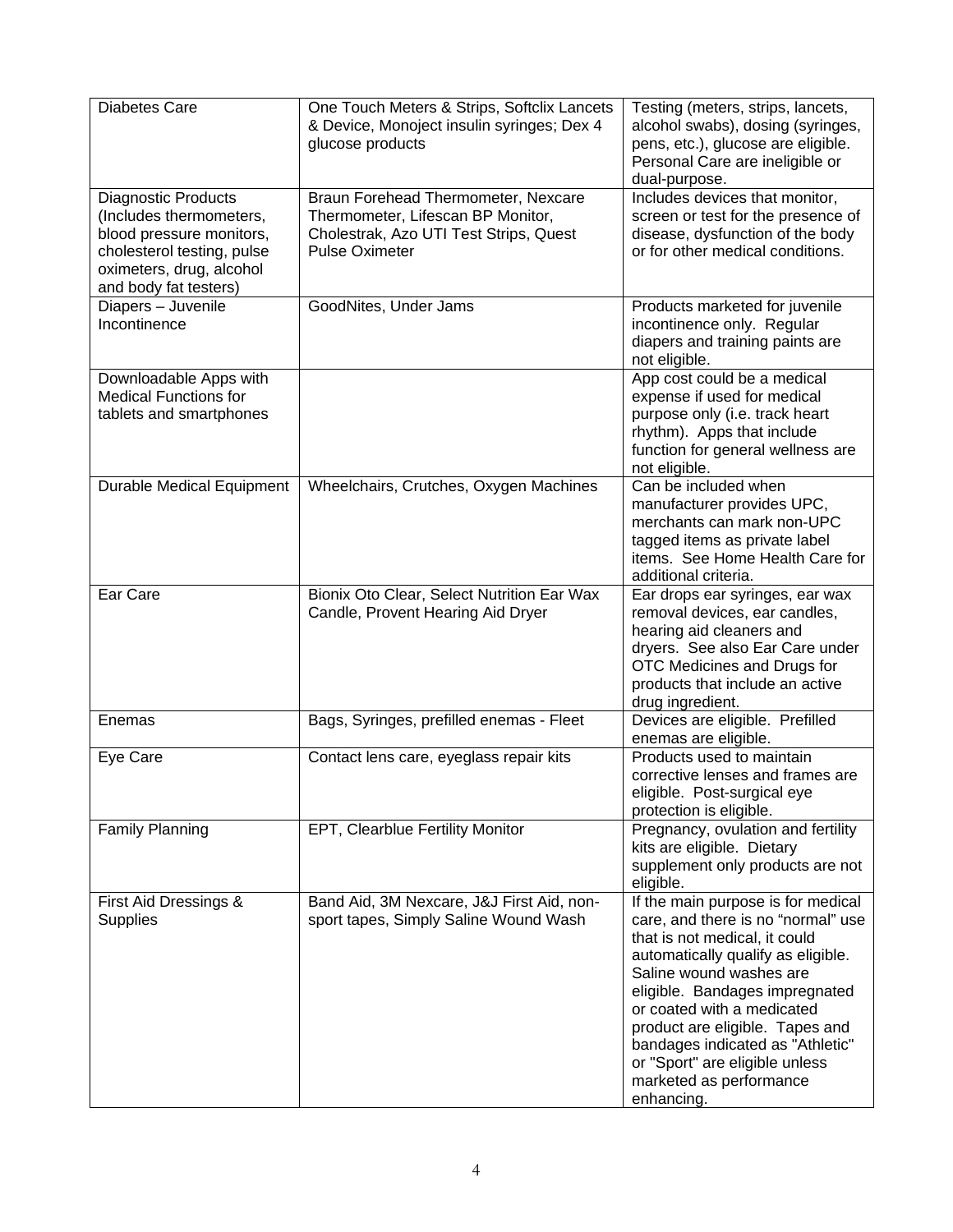| Diabetes Care | One Touch Meters & Strips, Softclix Lancets & Device, Monoject insulin syringes; Dex 4 glucose products | Testing (meters, strips, lancets, alcohol swabs), dosing (syringes, pens, etc.), glucose are eligible. Personal Care are ineligible or dual-purpose. |
|---|---|---|
| Diagnostic Products (Includes thermometers, blood pressure monitors, cholesterol testing, pulse oximeters, drug, alcohol and body fat testers) | Braun Forehead Thermometer, Nexcare Thermometer, Lifescan BP Monitor, Cholestrak, Azo UTI Test Strips, Quest Pulse Oximeter | Includes devices that monitor, screen or test for the presence of disease, dysfunction of the body or for other medical conditions. |
| Diapers – Juvenile Incontinence | GoodNites, Under Jams | Products marketed for juvenile incontinence only. Regular diapers and training paints are not eligible. |
| Downloadable Apps with Medical Functions for tablets and smartphones | | App cost could be a medical expense if used for medical purpose only (i.e. track heart rhythm). Apps that include function for general wellness are not eligible. |
| Durable Medical Equipment | Wheelchairs, Crutches, Oxygen Machines | Can be included when manufacturer provides UPC, merchants can mark non-UPC tagged items as private label items. See Home Health Care for additional criteria. |
| Ear Care | Bionix Oto Clear, Select Nutrition Ear Wax Candle, Provent Hearing Aid Dryer | Ear drops ear syringes, ear wax removal devices, ear candles, hearing aid cleaners and dryers. See also Ear Care under OTC Medicines and Drugs for products that include an active drug ingredient. |
| Enemas | Bags, Syringes, prefilled enemas - Fleet | Devices are eligible. Prefilled enemas are eligible. |
| Eye Care | Contact lens care, eyeglass repair kits | Products used to maintain corrective lenses and frames are eligible. Post-surgical eye protection is eligible. |
| Family Planning | EPT, Clearblue Fertility Monitor | Pregnancy, ovulation and fertility kits are eligible. Dietary supplement only products are not eligible. |
| First Aid Dressings & Supplies | Band Aid, 3M Nexcare, J&J First Aid, non-sport tapes, Simply Saline Wound Wash | If the main purpose is for medical care, and there is no "normal" use that is not medical, it could automatically qualify as eligible. Saline wound washes are eligible. Bandages impregnated or coated with a medicated product are eligible. Tapes and bandages indicated as "Athletic" or "Sport" are eligible unless marketed as performance enhancing. |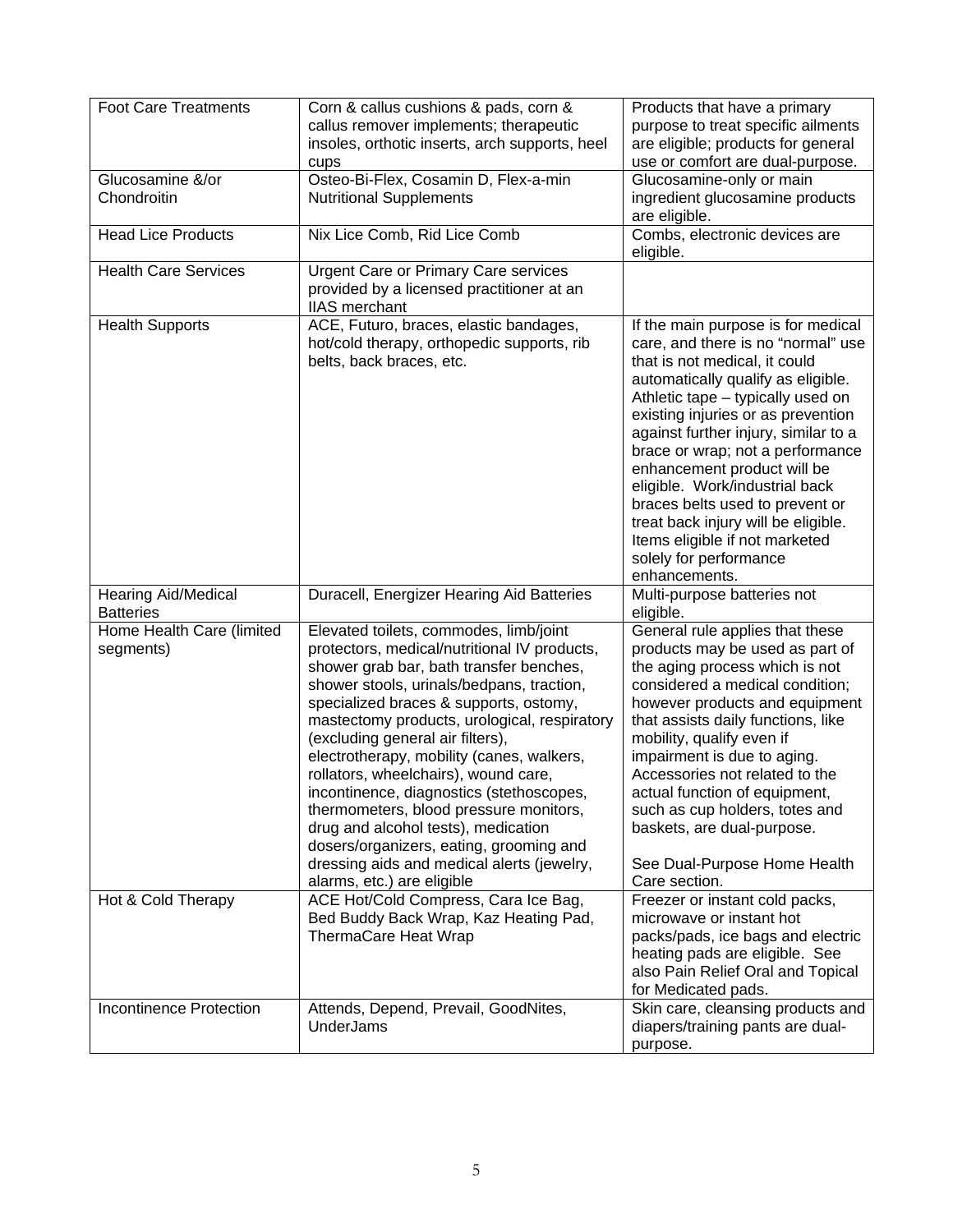| Foot Care Treatments | Corn & callus cushions & pads, corn & callus remover implements; therapeutic insoles, orthotic inserts, arch supports, heel cups | Products that have a primary purpose to treat specific ailments are eligible; products for general use or comfort are dual-purpose. |
|---|---|---|
| Glucosamine &/or Chondroitin | Osteo-Bi-Flex, Cosamin D, Flex-a-min Nutritional Supplements | Glucosamine-only or main ingredient glucosamine products are eligible. |
| Head Lice Products | Nix Lice Comb, Rid Lice Comb | Combs, electronic devices are eligible. |
| Health Care Services | Urgent Care or Primary Care services provided by a licensed practitioner at an IIAS merchant | |
| Health Supports | ACE, Futuro, braces, elastic bandages, hot/cold therapy, orthopedic supports, rib belts, back braces, etc. | If the main purpose is for medical care, and there is no "normal" use that is not medical, it could automatically qualify as eligible. Athletic tape – typically used on existing injuries or as prevention against further injury, similar to a brace or wrap; not a performance enhancement product will be eligible. Work/industrial back braces belts used to prevent or treat back injury will be eligible. Items eligible if not marketed solely for performance enhancements. |
| Hearing Aid/Medical Batteries | Duracell, Energizer Hearing Aid Batteries | Multi-purpose batteries not eligible. |
| Home Health Care (limited segments) | Elevated toilets, commodes, limb/joint protectors, medical/nutritional IV products, shower grab bar, bath transfer benches, shower stools, urinals/bedpans, traction, specialized braces & supports, ostomy, mastectomy products, urological, respiratory (excluding general air filters), electrotherapy, mobility (canes, walkers, rollators, wheelchairs), wound care, incontinence, diagnostics (stethoscopes, thermometers, blood pressure monitors, drug and alcohol tests), medication dosers/organizers, eating, grooming and dressing aids and medical alerts (jewelry, alarms, etc.) are eligible | General rule applies that these products may be used as part of the aging process which is not considered a medical condition; however products and equipment that assists daily functions, like mobility, qualify even if impairment is due to aging. Accessories not related to the actual function of equipment, such as cup holders, totes and baskets, are dual-purpose.<br><br>See Dual-Purpose Home Health Care section. |
| Hot & Cold Therapy | ACE Hot/Cold Compress, Cara Ice Bag, Bed Buddy Back Wrap, Kaz Heating Pad, ThermaCare Heat Wrap | Freezer or instant cold packs, microwave or instant hot packs/pads, ice bags and electric heating pads are eligible. See also Pain Relief Oral and Topical for Medicated pads. |
| Incontinence Protection | Attends, Depend, Prevail, GoodNites, UnderJams | Skin care, cleansing products and diapers/training pants are dual-purpose. |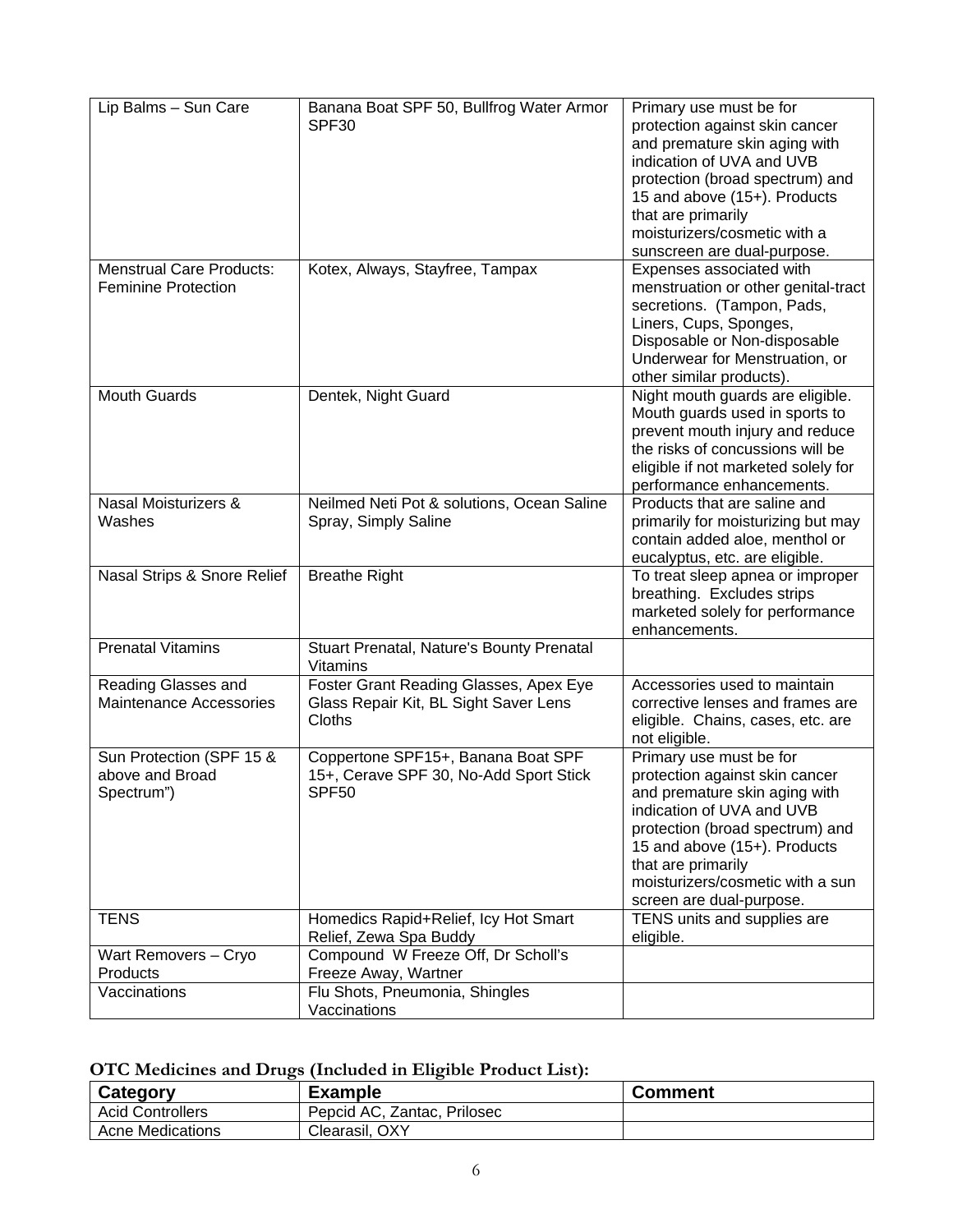| | | |
|---|---|---|
| Lip Balms – Sun Care | Banana Boat SPF 50, Bullfrog Water Armor SPF30 | Primary use must be for protection against skin cancer and premature skin aging with indication of UVA and UVB protection (broad spectrum) and 15 and above (15+). Products that are primarily moisturizers/cosmetic with a sunscreen are dual-purpose. |
| Menstrual Care Products: Feminine Protection | Kotex, Always, Stayfree, Tampax | Expenses associated with menstruation or other genital-tract secretions. (Tampon, Pads, Liners, Cups, Sponges, Disposable or Non-disposable Underwear for Menstruation, or other similar products). |
| Mouth Guards | Dentek, Night Guard | Night mouth guards are eligible. Mouth guards used in sports to prevent mouth injury and reduce the risks of concussions will be eligible if not marketed solely for performance enhancements. |
| Nasal Moisturizers & Washes | Neilmed Neti Pot & solutions, Ocean Saline Spray, Simply Saline | Products that are saline and primarily for moisturizing but may contain added aloe, menthol or eucalyptus, etc. are eligible. |
| Nasal Strips & Snore Relief | Breathe Right | To treat sleep apnea or improper breathing. Excludes strips marketed solely for performance enhancements. |
| Prenatal Vitamins | Stuart Prenatal, Nature's Bounty Prenatal Vitamins | |
| Reading Glasses and Maintenance Accessories | Foster Grant Reading Glasses, Apex Eye Glass Repair Kit, BL Sight Saver Lens Cloths | Accessories used to maintain corrective lenses and frames are eligible. Chains, cases, etc. are not eligible. |
| Sun Protection (SPF 15 & above and Broad Spectrum") | Coppertone SPF15+, Banana Boat SPF 15+, Cerave SPF 30, No-Add Sport Stick SPF50 | Primary use must be for protection against skin cancer and premature skin aging with indication of UVA and UVB protection (broad spectrum) and 15 and above (15+). Products that are primarily moisturizers/cosmetic with a sun screen are dual-purpose. |
| TENS | Homedics Rapid+Relief, Icy Hot Smart Relief, Zewa Spa Buddy | TENS units and supplies are eligible. |
| Wart Removers – Cryo Products | Compound W Freeze Off, Dr Scholl's Freeze Away, Wartner | |
| Vaccinations | Flu Shots, Pneumonia, Shingles Vaccinations | |

**OTC Medicines and Drugs (Included in Eligible Product List):**

| Category | Example | Comment |
|---|---|---|
| Acid Controllers | Pepcid AC, Zantac, Prilosec | |
| Acne Medications | Clearasil, OXY | |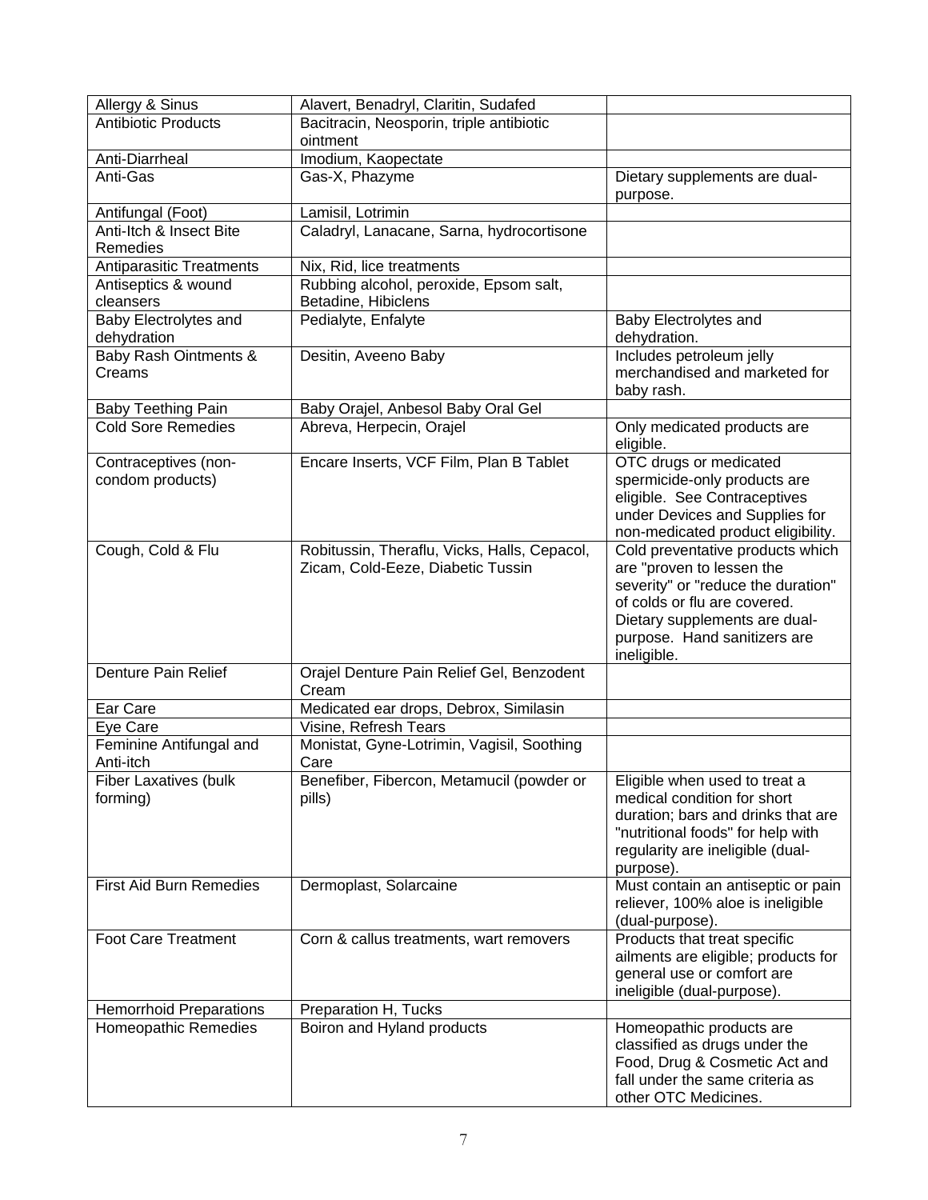| | | |
|---|---|---|
| Allergy & Sinus | Alavert, Benadryl, Claritin, Sudafed | |
| Antibiotic Products | Bacitracin, Neosporin, triple antibiotic ointment | |
| Anti-Diarrheal | Imodium, Kaopectate | |
| Anti-Gas | Gas-X, Phazyme | Dietary supplements are dual-purpose. |
| Antifungal (Foot) | Lamisil, Lotrimin | |
| Anti-Itch & Insect Bite Remedies | Caladryl, Lanacane, Sarna, hydrocortisone | |
| Antiparasitic Treatments | Nix, Rid, lice treatments | |
| Antiseptics & wound cleansers | Rubbing alcohol, peroxide, Epsom salt, Betadine, Hibiclens | |
| Baby Electrolytes and dehydration | Pedialyte, Enfalyte | Baby Electrolytes and dehydration. |
| Baby Rash Ointments & Creams | Desitin, Aveeno Baby | Includes petroleum jelly merchandised and marketed for baby rash. |
| Baby Teething Pain | Baby Orajel, Anbesol Baby Oral Gel | |
| Cold Sore Remedies | Abreva, Herpecin, Orajel | Only medicated products are eligible. |
| Contraceptives (non-condom products) | Encare Inserts, VCF Film, Plan B Tablet | OTC drugs or medicated spermicide-only products are eligible. See Contraceptives under Devices and Supplies for non-medicated product eligibility. |
| Cough, Cold & Flu | Robitussin, Theraflu, Vicks, Halls, Cepacol, Zicam, Cold-Eeze, Diabetic Tussin | Cold preventative products which are "proven to lessen the severity" or "reduce the duration" of colds or flu are covered. Dietary supplements are dual-purpose. Hand sanitizers are ineligible. |
| Denture Pain Relief | Orajel Denture Pain Relief Gel, Benzodent Cream | |
| Ear Care | Medicated ear drops, Debrox, Similasin | |
| Eye Care | Visine, Refresh Tears | |
| Feminine Antifungal and Anti-itch | Monistat, Gyne-Lotrimin, Vagisil, Soothing Care | |
| Fiber Laxatives (bulk forming) | Benefiber, Fibercon, Metamucil (powder or pills) | Eligible when used to treat a medical condition for short duration; bars and drinks that are "nutritional foods" for help with regularity are ineligible (dual-purpose). |
| First Aid Burn Remedies | Dermoplast, Solarcaine | Must contain an antiseptic or pain reliever, 100% aloe is ineligible (dual-purpose). |
| Foot Care Treatment | Corn & callus treatments, wart removers | Products that treat specific ailments are eligible; products for general use or comfort are ineligible (dual-purpose). |
| Hemorrhoid Preparations | Preparation H, Tucks | |
| Homeopathic Remedies | Boiron and Hyland products | Homeopathic products are classified as drugs under the Food, Drug & Cosmetic Act and fall under the same criteria as other OTC Medicines. |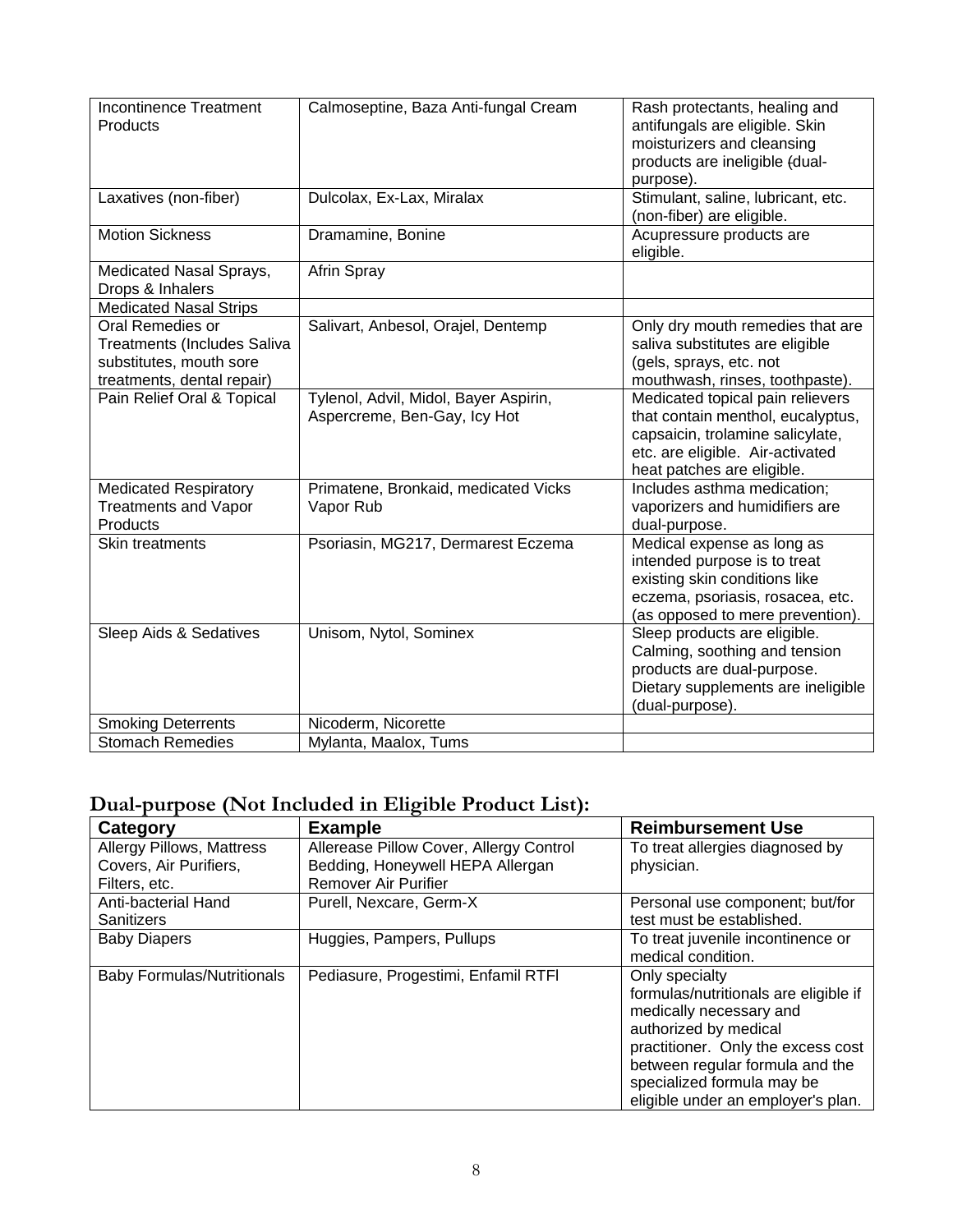| | | |
|---|---|---|
| Incontinence Treatment Products | Calmoseptine, Baza Anti-fungal Cream | Rash protectants, healing and antifungals are eligible. Skin moisturizers and cleansing products are ineligible (dual-purpose). |
| Laxatives (non-fiber) | Dulcolax, Ex-Lax, Miralax | Stimulant, saline, lubricant, etc. (non-fiber) are eligible. |
| Motion Sickness | Dramamine, Bonine | Acupressure products are eligible. |
| Medicated Nasal Sprays, Drops & Inhalers | Afrin Spray | |
| Medicated Nasal Strips | | |
| Oral Remedies or Treatments (Includes Saliva substitutes, mouth sore treatments, dental repair) | Salivart, Anbesol, Orajel, Dentemp | Only dry mouth remedies that are saliva substitutes are eligible (gels, sprays, etc. not mouthwash, rinses, toothpaste). |
| Pain Relief Oral & Topical | Tylenol, Advil, Midol, Bayer Aspirin, Aspercreme, Ben-Gay, Icy Hot | Medicated topical pain relievers that contain menthol, eucalyptus, capsaicin, trolamine salicylate, etc. are eligible. Air-activated heat patches are eligible. |
| Medicated Respiratory Treatments and Vapor Products | Primatene, Bronkaid, medicated Vicks Vapor Rub | Includes asthma medication; vaporizers and humidifiers are dual-purpose. |
| Skin treatments | Psoriasin, MG217, Dermarest Eczema | Medical expense as long as intended purpose is to treat existing skin conditions like eczema, psoriasis, rosacea, etc. (as opposed to mere prevention). |
| Sleep Aids & Sedatives | Unisom, Nytol, Sominex | Sleep products are eligible. Calming, soothing and tension products are dual-purpose. Dietary supplements are ineligible (dual-purpose). |
| Smoking Deterrents | Nicoderm, Nicorette | |
| Stomach Remedies | Mylanta, Maalox, Tums | |

## Dual-purpose (Not Included in Eligible Product List):

| Category | Example | Reimbursement Use |
|---|---|---|
| Allergy Pillows, Mattress Covers, Air Purifiers, Filters, etc. | Allerease Pillow Cover, Allergy Control Bedding, Honeywell HEPA Allergan Remover Air Purifier | To treat allergies diagnosed by physician. |
| Anti-bacterial Hand Sanitizers | Purell, Nexcare, Germ-X | Personal use component; but/for test must be established. |
| Baby Diapers | Huggies, Pampers, Pullups | To treat juvenile incontinence or medical condition. |
| Baby Formulas/Nutritionals | Pediasure, Progestimi, Enfamil RTFl | Only specialty formulas/nutritionals are eligible if medically necessary and authorized by medical practitioner. Only the excess cost between regular formula and the specialized formula may be eligible under an employer's plan. |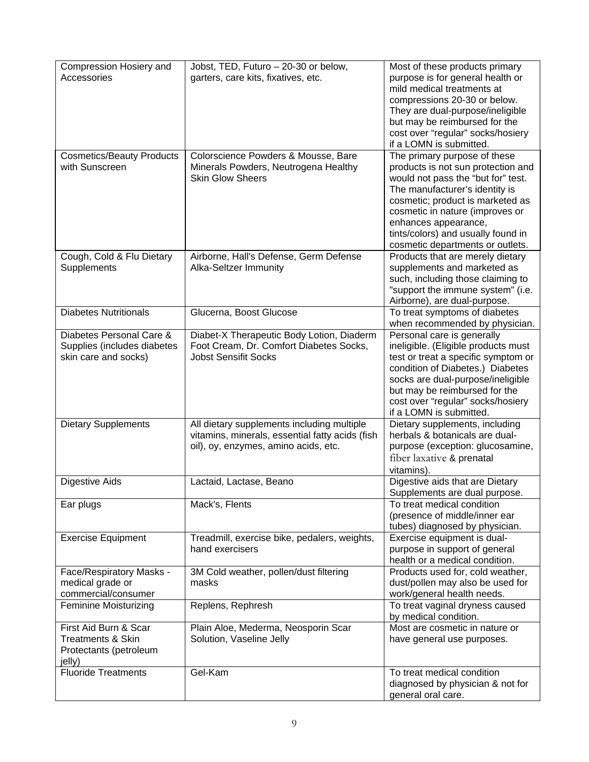| Compression Hosiery and Accessories | Jobst, TED, Futuro – 20-30 or below, garters, care kits, fixatives, etc. | Most of these products primary purpose is for general health or mild medical treatments at compressions 20-30 or below. They are dual-purpose/ineligible but may be reimbursed for the cost over “regular” socks/hosiery if a LOMN is submitted. |
|---|---|---|
| Cosmetics/Beauty Products with Sunscreen | Colorscience Powders & Mousse, Bare Minerals Powders, Neutrogena Healthy Skin Glow Sheers | The primary purpose of these products is not sun protection and would not pass the “but for” test. The manufacturer’s identity is cosmetic; product is marketed as cosmetic in nature (improves or enhances appearance, tints/colors) and usually found in cosmetic departments or outlets. |
| Cough, Cold & Flu Dietary Supplements | Airborne, Hall's Defense, Germ Defense Alka-Seltzer Immunity | Products that are merely dietary supplements and marketed as such, including those claiming to "support the immune system" (i.e. Airborne), are dual-purpose. |
| Diabetes Nutritionals | Glucerna, Boost Glucose | To treat symptoms of diabetes when recommended by physician. |
| Diabetes Personal Care & Supplies (includes diabetes skin care and socks) | Diabet-X Therapeutic Body Lotion, Diaderm Foot Cream, Dr. Comfort Diabetes Socks, Jobst Sensifit Socks | Personal care is generally ineligible. (Eligible products must test or treat a specific symptom or condition of Diabetes.) Diabetes socks are dual-purpose/ineligible but may be reimbursed for the cost over “regular” socks/hosiery if a LOMN is submitted. |
| Dietary Supplements | All dietary supplements including multiple vitamins, minerals, essential fatty acids (fish oil), oy, enzymes, amino acids, etc. | Dietary supplements, including herbals & botanicals are dual-purpose (exception: glucosamine, fiber laxative & prenatal vitamins). |
| Digestive Aids | Lactaid, Lactase, Beano | Digestive aids that are Dietary Supplements are dual purpose. |
| Ear plugs | Mack's, Flents | To treat medical condition (presence of middle/inner ear tubes) diagnosed by physician. |
| Exercise Equipment | Treadmill, exercise bike, pedalers, weights, hand exercisers | Exercise equipment is dual-purpose in support of general health or a medical condition. |
| Face/Respiratory Masks - medical grade or commercial/consumer | 3M Cold weather, pollen/dust filtering masks | Products used for, cold weather, dust/pollen may also be used for work/general health needs. |
| Feminine Moisturizing | Replens, Rephresh | To treat vaginal dryness caused by medical condition. |
| First Aid Burn & Scar Treatments & Skin Protectants (petroleum jelly) | Plain Aloe, Mederma, Neosporin Scar Solution, Vaseline Jelly | Most are cosmetic in nature or have general use purposes. |
| Fluoride Treatments | Gel-Kam | To treat medical condition diagnosed by physician & not for general oral care. |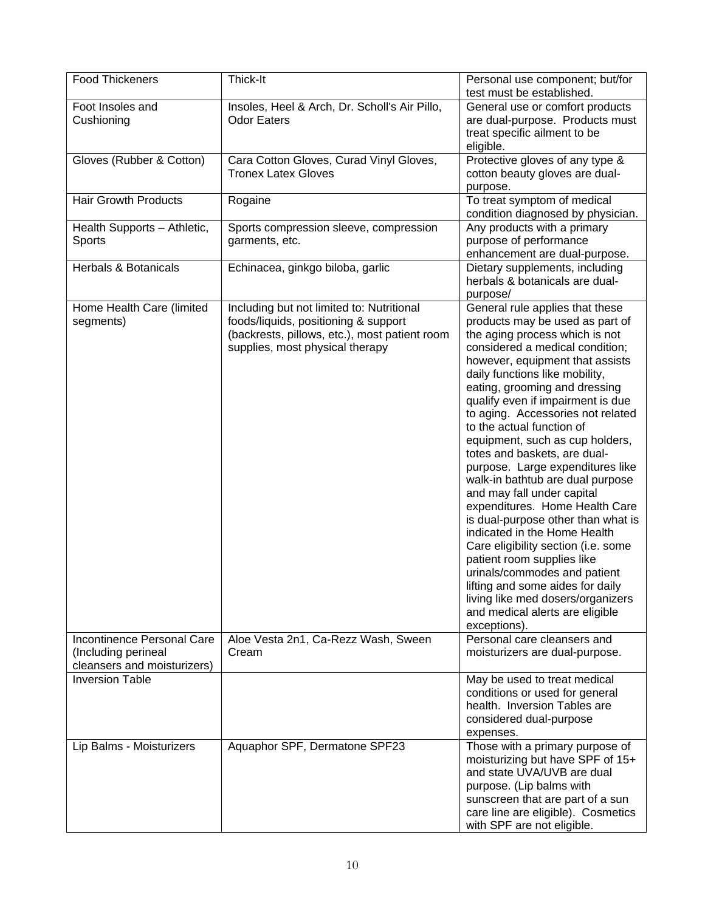| Food Thickeners | Thick-It | Personal use component; but/for test must be established. |
|---|---|---|
| Foot Insoles and Cushioning | Insoles, Heel & Arch, Dr. Scholl's Air Pillo, Odor Eaters | General use or comfort products are dual-purpose. Products must treat specific ailment to be eligible. |
| Gloves (Rubber & Cotton) | Cara Cotton Gloves, Curad Vinyl Gloves, Tronex Latex Gloves | Protective gloves of any type & cotton beauty gloves are dual-purpose. |
| Hair Growth Products | Rogaine | To treat symptom of medical condition diagnosed by physician. |
| Health Supports – Athletic, Sports | Sports compression sleeve, compression garments, etc. | Any products with a primary purpose of performance enhancement are dual-purpose. |
| Herbals & Botanicals | Echinacea, ginkgo biloba, garlic | Dietary supplements, including herbals & botanicals are dual-purpose/ |
| Home Health Care (limited segments) | Including but not limited to: Nutritional foods/liquids, positioning & support (backrests, pillows, etc.), most patient room supplies, most physical therapy | General rule applies that these products may be used as part of the aging process which is not considered a medical condition; however, equipment that assists daily functions like mobility, eating, grooming and dressing qualify even if impairment is due to aging. Accessories not related to the actual function of equipment, such as cup holders, totes and baskets, are dual-purpose. Large expenditures like walk-in bathtub are dual purpose and may fall under capital expenditures. Home Health Care is dual-purpose other than what is indicated in the Home Health Care eligibility section (i.e. some patient room supplies like urinals/commodes and patient lifting and some aides for daily living like med dosers/organizers and medical alerts are eligible exceptions). |
| Incontinence Personal Care (Including perineal cleansers and moisturizers) | Aloe Vesta 2n1, Ca-Rezz Wash, Sween Cream | Personal care cleansers and moisturizers are dual-purpose. |
| Inversion Table | | May be used to treat medical conditions or used for general health. Inversion Tables are considered dual-purpose expenses. |
| Lip Balms - Moisturizers | Aquaphor SPF, Dermatone SPF23 | Those with a primary purpose of moisturizing but have SPF of 15+ and state UVA/UVB are dual purpose. (Lip balms with sunscreen that are part of a sun care line are eligible). Cosmetics with SPF are not eligible. |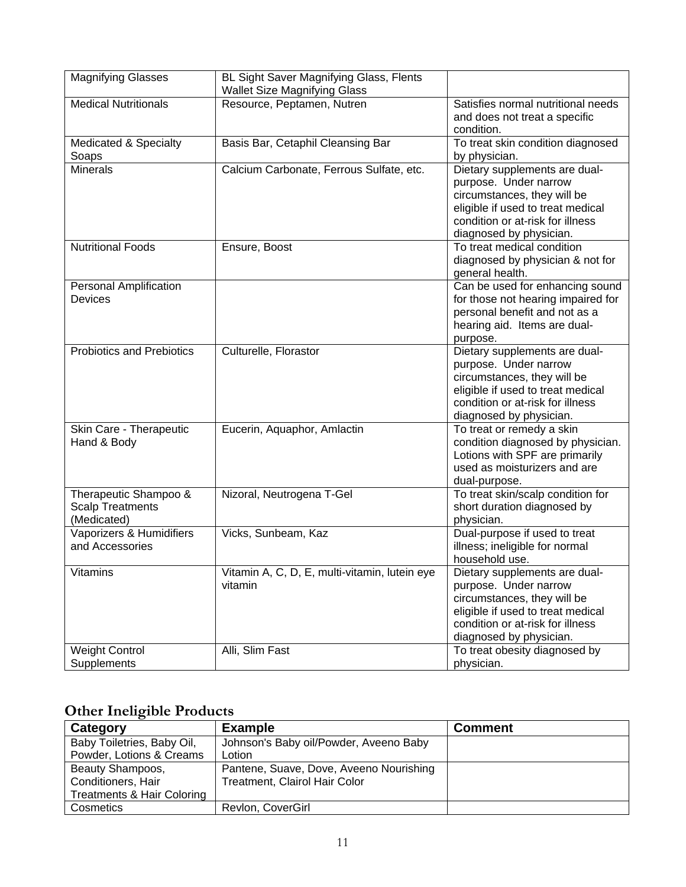| | | |
|---|---|---|
| Magnifying Glasses | BL Sight Saver Magnifying Glass, Flents Wallet Size Magnifying Glass | |
| Medical Nutritionals | Resource, Peptamen, Nutren | Satisfies normal nutritional needs and does not treat a specific condition. |
| Medicated & Specialty Soaps | Basis Bar, Cetaphil Cleansing Bar | To treat skin condition diagnosed by physician. |
| Minerals | Calcium Carbonate, Ferrous Sulfate, etc. | Dietary supplements are dual-purpose. Under narrow circumstances, they will be eligible if used to treat medical condition or at-risk for illness diagnosed by physician. |
| Nutritional Foods | Ensure, Boost | To treat medical condition diagnosed by physician & not for general health. |
| Personal Amplification Devices | | Can be used for enhancing sound for those not hearing impaired for personal benefit and not as a hearing aid. Items are dual-purpose. |
| Probiotics and Prebiotics | Culturelle, Florastor | Dietary supplements are dual-purpose. Under narrow circumstances, they will be eligible if used to treat medical condition or at-risk for illness diagnosed by physician. |
| Skin Care - Therapeutic Hand & Body | Eucerin, Aquaphor, Amlactin | To treat or remedy a skin condition diagnosed by physician. Lotions with SPF are primarily used as moisturizers and are dual-purpose. |
| Therapeutic Shampoo & Scalp Treatments (Medicated) | Nizoral, Neutrogena T-Gel | To treat skin/scalp condition for short duration diagnosed by physician. |
| Vaporizers & Humidifiers and Accessories | Vicks, Sunbeam, Kaz | Dual-purpose if used to treat illness; ineligible for normal household use. |
| Vitamins | Vitamin A, C, D, E, multi-vitamin, lutein eye vitamin | Dietary supplements are dual-purpose. Under narrow circumstances, they will be eligible if used to treat medical condition or at-risk for illness diagnosed by physician. |
| Weight Control Supplements | Alli, Slim Fast | To treat obesity diagnosed by physician. |

## Other Ineligible Products

| Category | Example | Comment |
|---|---|---|
| Baby Toiletries, Baby Oil, Powder, Lotions & Creams | Johnson's Baby oil/Powder, Aveeno Baby Lotion | |
| Beauty Shampoos, Conditioners, Hair Treatments & Hair Coloring | Pantene, Suave, Dove, Aveeno Nourishing Treatment, Clairol Hair Color | |
| Cosmetics | Revlon, CoverGirl | |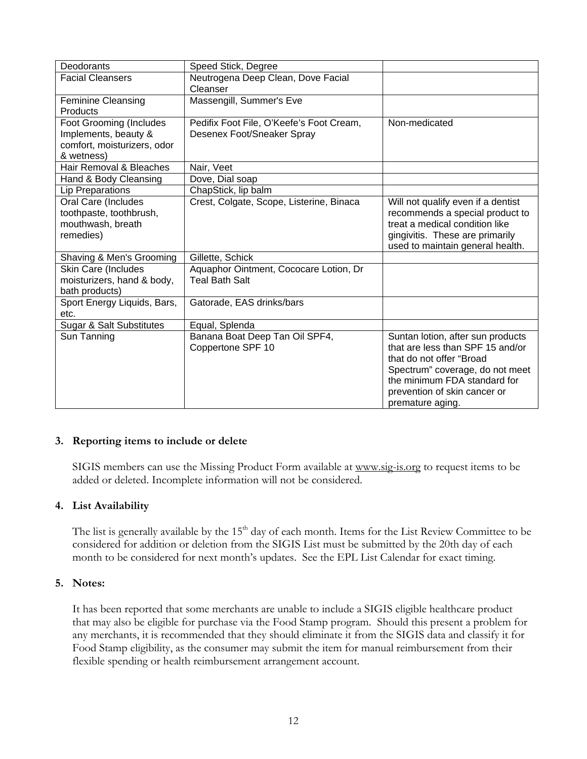| Deodorants | Speed Stick, Degree | |
|---|---|---|
| Facial Cleansers | Neutrogena Deep Clean, Dove Facial Cleanser | |
| Feminine Cleansing Products | Massengill, Summer's Eve | |
| Foot Grooming (Includes Implements, beauty & comfort, moisturizers, odor & wetness) | Pedifix Foot File, O'Keefe's Foot Cream, Desenex Foot/Sneaker Spray | Non-medicated |
| Hair Removal & Bleaches | Nair, Veet | |
| Hand & Body Cleansing | Dove, Dial soap | |
| Lip Preparations | ChapStick, lip balm | |
| Oral Care (Includes toothpaste, toothbrush, mouthwash, breath remedies) | Crest, Colgate, Scope, Listerine, Binaca | Will not qualify even if a dentist recommends a special product to treat a medical condition like gingivitis. These are primarily used to maintain general health. |
| Shaving & Men's Grooming | Gillette, Schick | |
| Skin Care (Includes moisturizers, hand & body, bath products) | Aquaphor Ointment, Cococare Lotion, Dr Teal Bath Salt | |
| Sport Energy Liquids, Bars, etc. | Gatorade, EAS drinks/bars | |
| Sugar & Salt Substitutes | Equal, Splenda | |
| Sun Tanning | Banana Boat Deep Tan Oil SPF4, Coppertone SPF 10 | Suntan lotion, after sun products that are less than SPF 15 and/or that do not offer "Broad Spectrum" coverage, do not meet the minimum FDA standard for prevention of skin cancer or premature aging. |

### 3. Reporting items to include or delete

SIGIS members can use the Missing Product Form available at www.sig-is.org to request items to be added or deleted. Incomplete information will not be considered.

### 4. List Availability

The list is generally available by the 15th day of each month. Items for the List Review Committee to be considered for addition or deletion from the SIGIS List must be submitted by the 20th day of each month to be considered for next month's updates. See the EPL List Calendar for exact timing.

### 5. Notes:

It has been reported that some merchants are unable to include a SIGIS eligible healthcare product that may also be eligible for purchase via the Food Stamp program. Should this present a problem for any merchants, it is recommended that they should eliminate it from the SIGIS data and classify it for Food Stamp eligibility, as the consumer may submit the item for manual reimbursement from their flexible spending or health reimbursement arrangement account.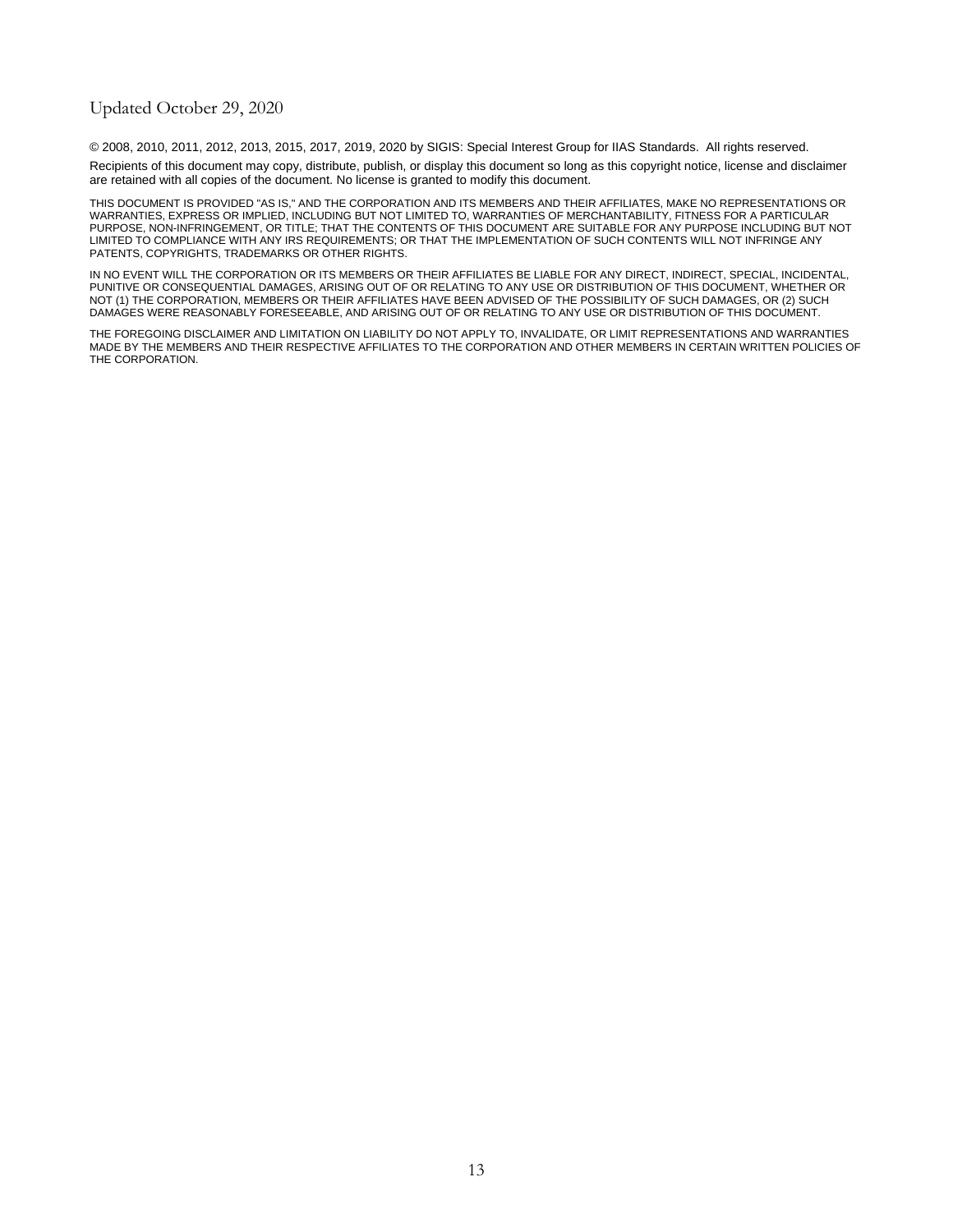Updated October 29, 2020

© 2008, 2010, 2011, 2012, 2013, 2015, 2017, 2019, 2020 by SIGIS: Special Interest Group for IIAS Standards. All rights reserved.

Recipients of this document may copy, distribute, publish, or display this document so long as this copyright notice, license and disclaimer are retained with all copies of the document. No license is granted to modify this document.

THIS DOCUMENT IS PROVIDED "AS IS," AND THE CORPORATION AND ITS MEMBERS AND THEIR AFFILIATES, MAKE NO REPRESENTATIONS OR WARRANTIES, EXPRESS OR IMPLIED, INCLUDING BUT NOT LIMITED TO, WARRANTIES OF MERCHANTABILITY, FITNESS FOR A PARTICULAR PURPOSE, NON-INFRINGEMENT, OR TITLE; THAT THE CONTENTS OF THIS DOCUMENT ARE SUITABLE FOR ANY PURPOSE INCLUDING BUT NOT LIMITED TO COMPLIANCE WITH ANY IRS REQUIREMENTS; OR THAT THE IMPLEMENTATION OF SUCH CONTENTS WILL NOT INFRINGE ANY PATENTS, COPYRIGHTS, TRADEMARKS OR OTHER RIGHTS.

IN NO EVENT WILL THE CORPORATION OR ITS MEMBERS OR THEIR AFFILIATES BE LIABLE FOR ANY DIRECT, INDIRECT, SPECIAL, INCIDENTAL, PUNITIVE OR CONSEQUENTIAL DAMAGES, ARISING OUT OF OR RELATING TO ANY USE OR DISTRIBUTION OF THIS DOCUMENT, WHETHER OR NOT (1) THE CORPORATION, MEMBERS OR THEIR AFFILIATES HAVE BEEN ADVISED OF THE POSSIBILITY OF SUCH DAMAGES, OR (2) SUCH DAMAGES WERE REASONABLY FORESEEABLE, AND ARISING OUT OF OR RELATING TO ANY USE OR DISTRIBUTION OF THIS DOCUMENT.

THE FOREGOING DISCLAIMER AND LIMITATION ON LIABILITY DO NOT APPLY TO, INVALIDATE, OR LIMIT REPRESENTATIONS AND WARRANTIES MADE BY THE MEMBERS AND THEIR RESPECTIVE AFFILIATES TO THE CORPORATION AND OTHER MEMBERS IN CERTAIN WRITTEN POLICIES OF THE CORPORATION.